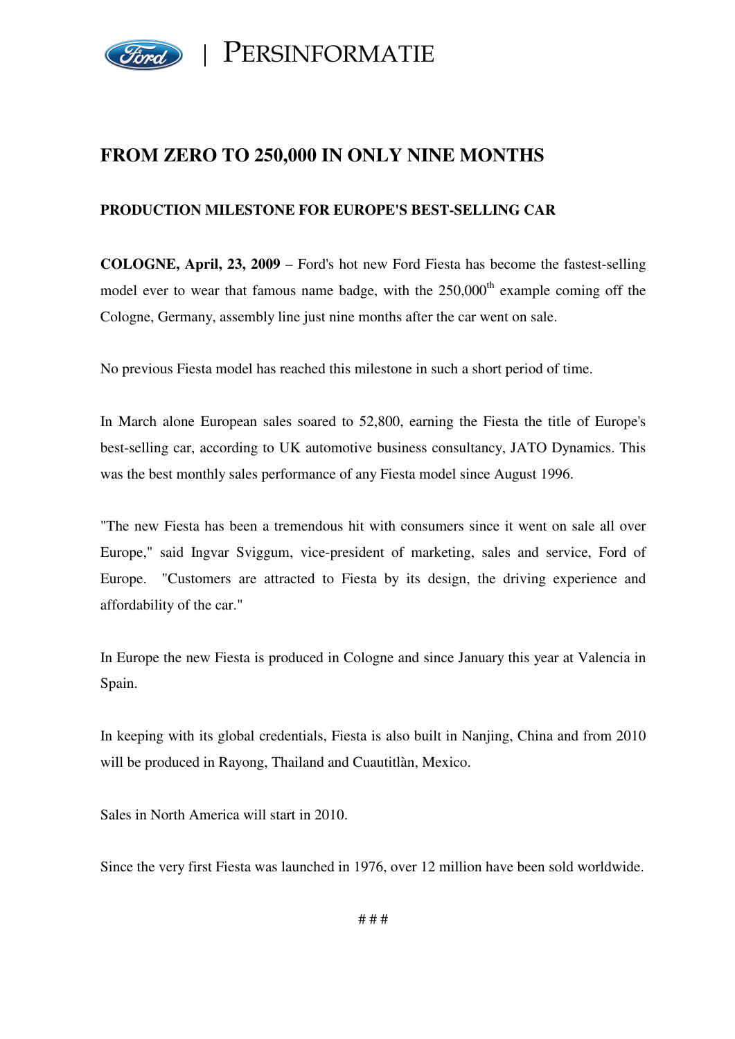PERSINFORMATIE

# FROM ZERO TO 250,000 IN ONLY NINE MONTHS

## PRODUCTION MILESTONE FOR EUROPE'S BEST-SELLING CAR

**COLOGNE, April, 23, 2009** – Ford's hot new Ford Fiesta has become the fastest-selling model ever to wear that famous name badge, with the 250,000th example coming off the Cologne, Germany, assembly line just nine months after the car went on sale.

No previous Fiesta model has reached this milestone in such a short period of time.

In March alone European sales soared to 52,800, earning the Fiesta the title of Europe's best-selling car, according to UK automotive business consultancy, JATO Dynamics. This was the best monthly sales performance of any Fiesta model since August 1996.

"The new Fiesta has been a tremendous hit with consumers since it went on sale all over Europe," said Ingvar Sviggum, vice-president of marketing, sales and service, Ford of Europe. "Customers are attracted to Fiesta by its design, the driving experience and affordability of the car."

In Europe the new Fiesta is produced in Cologne and since January this year at Valencia in Spain.

In keeping with its global credentials, Fiesta is also built in Nanjing, China and from 2010 will be produced in Rayong, Thailand and Cuautitlàn, Mexico.

Sales in North America will start in 2010.

Since the very first Fiesta was launched in 1976, over 12 million have been sold worldwide.

# # #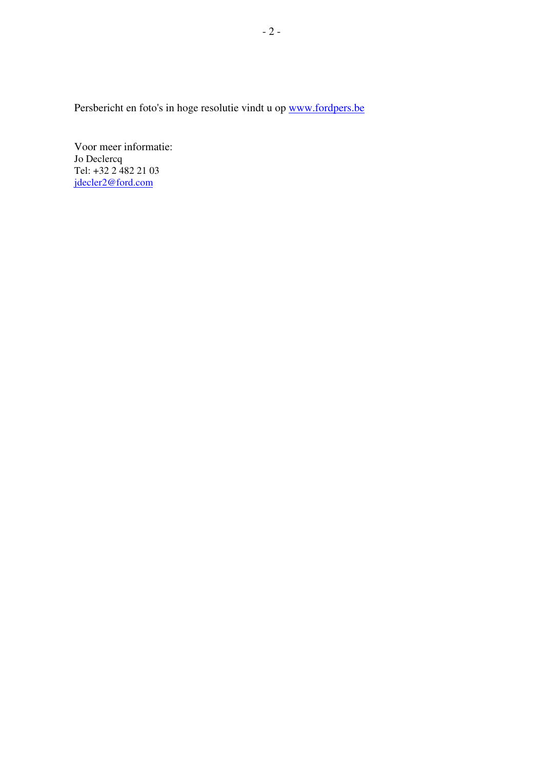Persbericht en foto's in hoge resolutie vindt u op [www.fordpers.be](http://www.fordpers.be)

Voor meer informatie:
Jo Declercq
Tel: +32 2 482 21 03
[jdecler2@ford.com](mailto:jdecler2@ford.com)